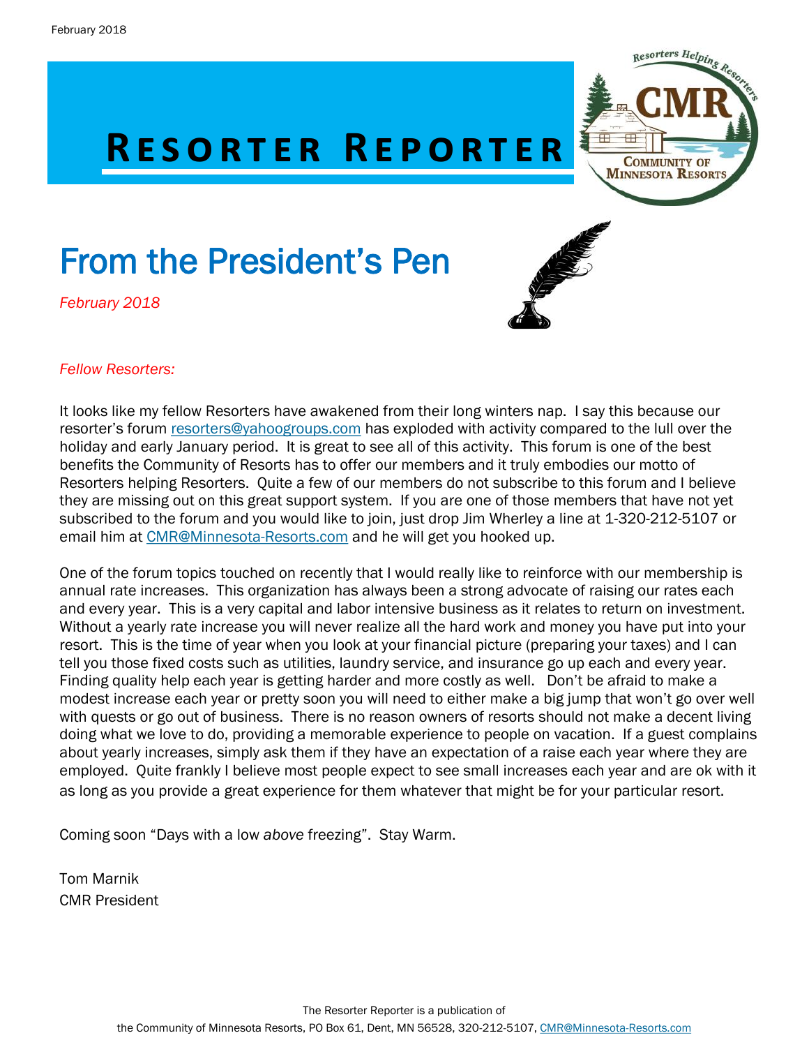# Resorter Reporter

## From the President's Pen

*February 2018*

*Fellow Resorters:*

It looks like my fellow Resorters have awakened from their long winters nap. I say this because our resorter's forum resorters@yahoogroups.com has exploded with activity compared to the lull over the holiday and early January period. It is great to see all of this activity. This forum is one of the best benefits the Community of Resorts has to offer our members and it truly embodies our motto of Resorters helping Resorters. Quite a few of our members do not subscribe to this forum and I believe they are missing out on this great support system. If you are one of those members that have not yet subscribed to the forum and you would like to join, just drop Jim Wherley a line at 1-320-212-5107 or email him at CMR@Minnesota-Resorts.com and he will get you hooked up.

One of the forum topics touched on recently that I would really like to reinforce with our membership is annual rate increases. This organization has always been a strong advocate of raising our rates each and every year. This is a very capital and labor intensive business as it relates to return on investment. Without a yearly rate increase you will never realize all the hard work and money you have put into your resort. This is the time of year when you look at your financial picture (preparing your taxes) and I can tell you those fixed costs such as utilities, laundry service, and insurance go up each and every year. Finding quality help each year is getting harder and more costly as well. Don't be afraid to make a modest increase each year or pretty soon you will need to either make a big jump that won't go over well with quests or go out of business. There is no reason owners of resorts should not make a decent living doing what we love to do, providing a memorable experience to people on vacation. If a guest complains about yearly increases, simply ask them if they have an expectation of a raise each year where they are employed. Quite frankly I believe most people expect to see small increases each year and are ok with it as long as you provide a great experience for them whatever that might be for your particular resort.

Coming soon "Days with a low *above* freezing". Stay Warm.

Tom Marnik
CMR President

The Resorter Reporter is a publication of the Community of Minnesota Resorts, PO Box 61, Dent, MN 56528, 320-212-5107, CMR@Minnesota-Resorts.com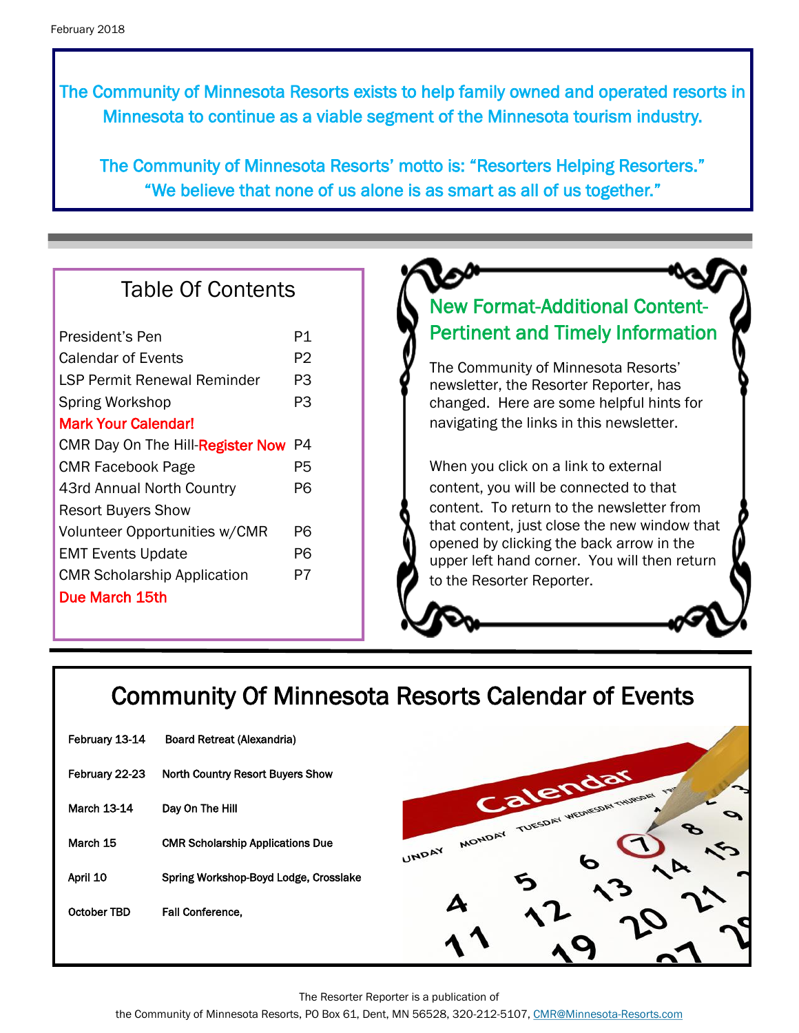February 2018

**The Community of Minnesota Resorts exists to help family owned and operated resorts in Minnesota to continue as a viable segment of the Minnesota tourism industry.**

**The Community of Minnesota Resorts' motto is: "Resorters Helping Resorters." "We believe that none of us alone is as smart as all of us together."**

## Table Of Contents

| | |
|---|---|
| President's Pen | P1 |
| Calendar of Events | P2 |
| LSP Permit Renewal Reminder | P3 |
| Spring Workshop | P3 |
| Mark Your Calendar! | |
| CMR Day On The Hill-Register Now | P4 |
| CMR Facebook Page | P5 |
| 43rd Annual North Country Resort Buyers Show | P6 |
| Volunteer Opportunities w/CMR | P6 |
| EMT Events Update | P6 |
| CMR Scholarship Application Due March 15th | P7 |

## New Format-Additional Content-Pertinent and Timely Information

The Community of Minnesota Resorts' newsletter, the Resorter Reporter, has changed. Here are some helpful hints for navigating the links in this newsletter.

When you click on a link to external content, you will be connected to that content. To return to the newsletter from that content, just close the new window that opened by clicking the back arrow in the upper left hand corner. You will then return to the Resorter Reporter.

## Community Of Minnesota Resorts Calendar of Events

| Date | Event |
|---|---|
| February 13-14 | Board Retreat (Alexandria) |
| February 22-23 | North Country Resort Buyers Show |
| March 13-14 | Day On The Hill |
| March 15 | CMR Scholarship Applications Due |
| April 10 | Spring Workshop-Boyd Lodge, Crosslake |
| October TBD | Fall Conference, |

The Resorter Reporter is a publication of the Community of Minnesota Resorts, PO Box 61, Dent, MN 56528, 320-212-5107, CMR@Minnesota-Resorts.com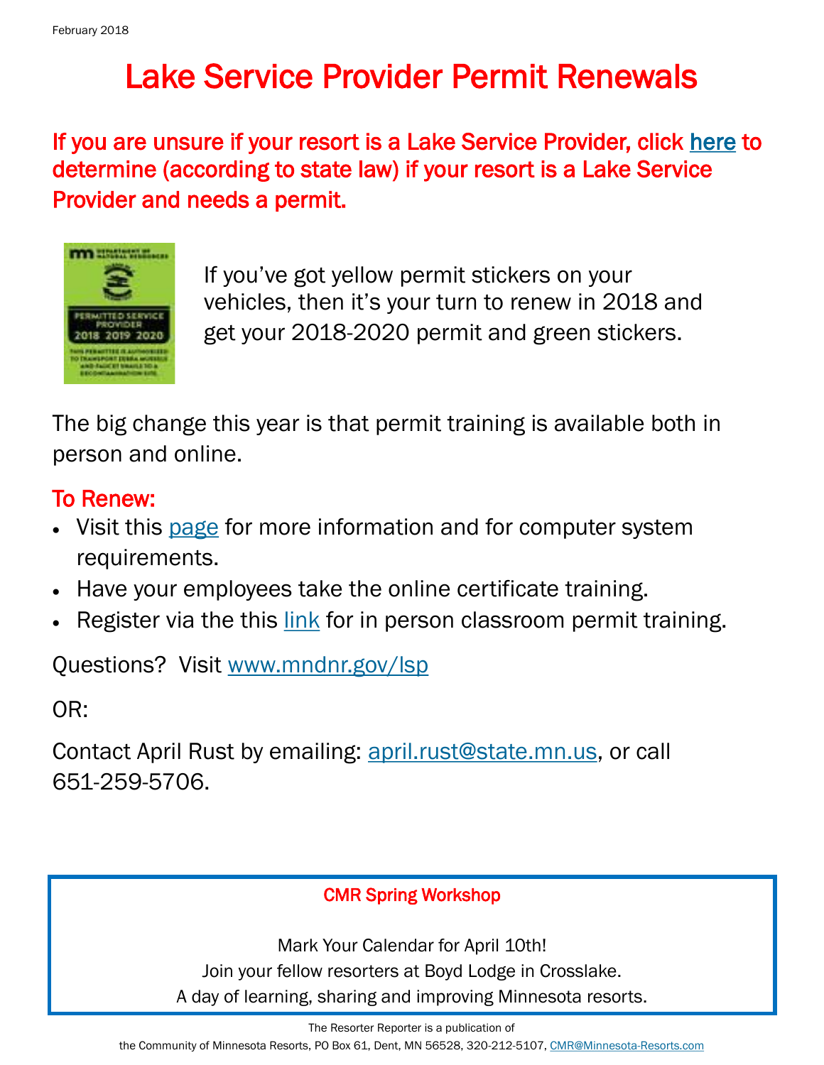February 2018

# Lake Service Provider Permit Renewals

**If you are unsure if your resort is a Lake Service Provider, click here to determine (according to state law) if your resort is a Lake Service Provider and needs a permit.**

If you've got yellow permit stickers on your vehicles, then it's your turn to renew in 2018 and get your 2018-2020 permit and green stickers.

The big change this year is that permit training is available both in person and online.

## To Renew:

- Visit this page for more information and for computer system requirements.
- Have your employees take the online certificate training.
- Register via the this link for in person classroom permit training.

Questions? Visit www.mndnr.gov/lsp

OR:

Contact April Rust by emailing: april.rust@state.mn.us, or call 651-259-5706.

---

**CMR Spring Workshop**

Mark Your Calendar for April 10th!
Join your fellow resorters at Boyd Lodge in Crosslake.
A day of learning, sharing and improving Minnesota resorts.

---

The Resorter Reporter is a publication of the Community of Minnesota Resorts, PO Box 61, Dent, MN 56528, 320-212-5107, CMR@Minnesota-Resorts.com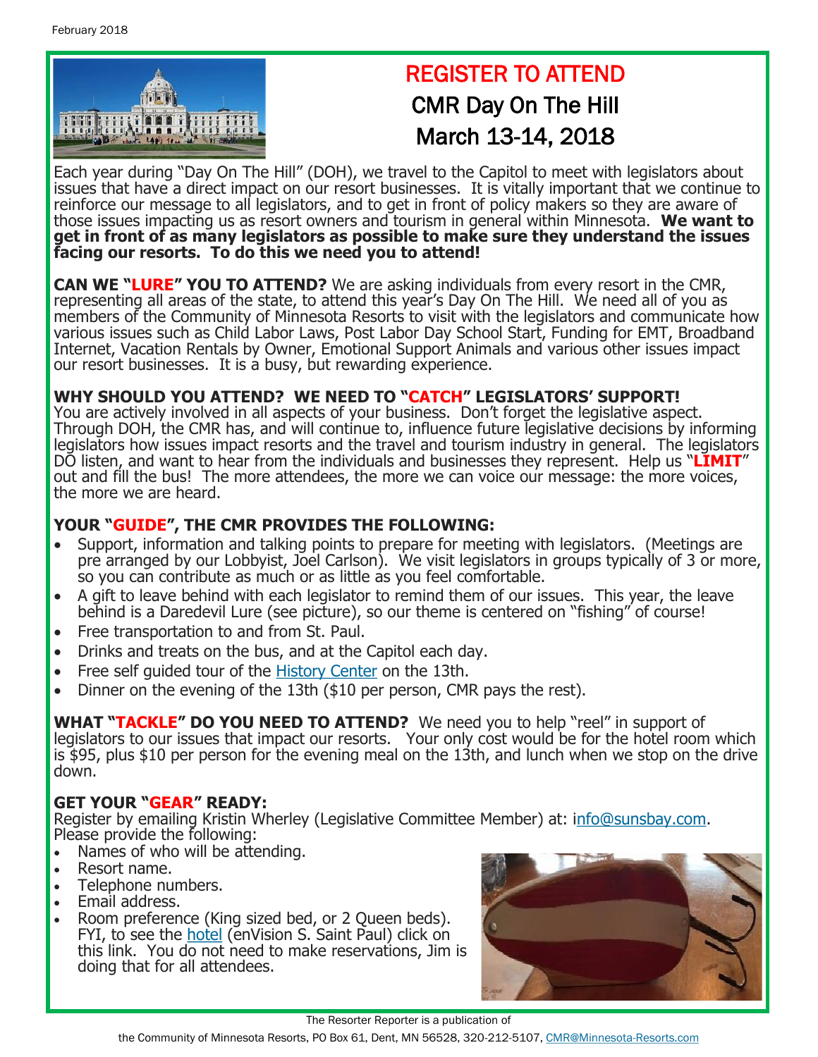# REGISTER TO ATTEND

## CMR Day On The Hill

## March 13-14, 2018

Each year during "Day On The Hill" (DOH), we travel to the Capitol to meet with legislators about issues that have a direct impact on our resort businesses. It is vitally important that we continue to reinforce our message to all legislators, and to get in front of policy makers so they are aware of those issues impacting us as resort owners and tourism in general within Minnesota. **We want to get in front of as many legislators as possible to make sure they understand the issues facing our resorts. To do this we need you to attend!**

**CAN WE "LURE" YOU TO ATTEND?** We are asking individuals from every resort in the CMR, representing all areas of the state, to attend this year's Day On The Hill. We need all of you as members of the Community of Minnesota Resorts to visit with the legislators and communicate how various issues such as Child Labor Laws, Post Labor Day School Start, Funding for EMT, Broadband Internet, Vacation Rentals by Owner, Emotional Support Animals and various other issues impact our resort businesses. It is a busy, but rewarding experience.

**WHY SHOULD YOU ATTEND? WE NEED TO "CATCH" LEGISLATORS' SUPPORT!**
You are actively involved in all aspects of your business. Don't forget the legislative aspect. Through DOH, the CMR has, and will continue to, influence future legislative decisions by informing legislators how issues impact resorts and the travel and tourism industry in general. The legislators DO listen, and want to hear from the individuals and businesses they represent. Help us "**LIMIT**" out and fill the bus! The more attendees, the more we can voice our message: the more voices, the more we are heard.

**YOUR "GUIDE", THE CMR PROVIDES THE FOLLOWING:**

- Support, information and talking points to prepare for meeting with legislators. (Meetings are pre arranged by our Lobbyist, Joel Carlson). We visit legislators in groups typically of 3 or more, so you can contribute as much or as little as you feel comfortable.
- A gift to leave behind with each legislator to remind them of our issues. This year, the leave behind is a Daredevil Lure (see picture), so our theme is centered on "fishing" of course!
- Free transportation to and from St. Paul.
- Drinks and treats on the bus, and at the Capitol each day.
- Free self guided tour of the History Center on the 13th.
- Dinner on the evening of the 13th ($10 per person, CMR pays the rest).

**WHAT "TACKLE" DO YOU NEED TO ATTEND?** We need you to help "reel" in support of legislators to our issues that impact our resorts. Your only cost would be for the hotel room which is $95, plus $10 per person for the evening meal on the 13th, and lunch when we stop on the drive down.

**GET YOUR "GEAR" READY:**
Register by emailing Kristin Wherley (Legislative Committee Member) at: info@sunsbay.com.
Please provide the following:

- Names of who will be attending.
- Resort name.
- Telephone numbers.
- Email address.
- Room preference (King sized bed, or 2 Queen beds). FYI, to see the hotel (enVision S. Saint Paul) click on this link. You do not need to make reservations, Jim is doing that for all attendees.

The Resorter Reporter is a publication of the Community of Minnesota Resorts, PO Box 61, Dent, MN 56528, 320-212-5107, CMR@Minnesota-Resorts.com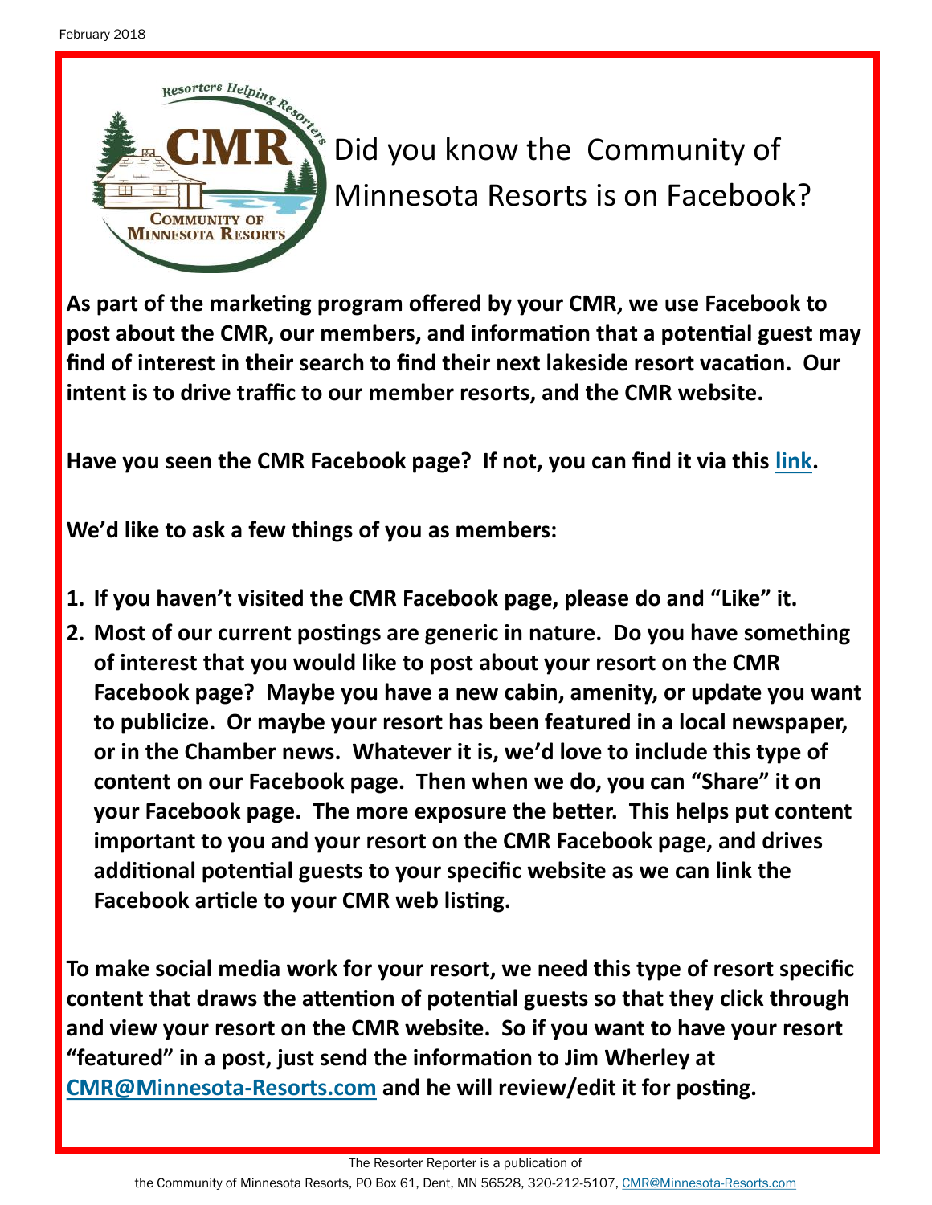# Did you know the Community of Minnesota Resorts is on Facebook?

**As part of the marketing program offered by your CMR, we use Facebook to post about the CMR, our members, and information that a potential guest may find of interest in their search to find their next lakeside resort vacation. Our intent is to drive traffic to our member resorts, and the CMR website.**

**Have you seen the CMR Facebook page? If not, you can find it via this link.**

**We'd like to ask a few things of you as members:**

1. **If you haven't visited the CMR Facebook page, please do and "Like" it.**
2. **Most of our current postings are generic in nature. Do you have something of interest that you would like to post about your resort on the CMR Facebook page? Maybe you have a new cabin, amenity, or update you want to publicize. Or maybe your resort has been featured in a local newspaper, or in the Chamber news. Whatever it is, we'd love to include this type of content on our Facebook page. Then when we do, you can "Share" it on your Facebook page. The more exposure the better. This helps put content important to you and your resort on the CMR Facebook page, and drives additional potential guests to your specific website as we can link the Facebook article to your CMR web listing.**

**To make social media work for your resort, we need this type of resort specific content that draws the attention of potential guests so that they click through and view your resort on the CMR website. So if you want to have your resort "featured" in a post, just send the information to Jim Wherley at CMR@Minnesota-Resorts.com and he will review/edit it for posting.**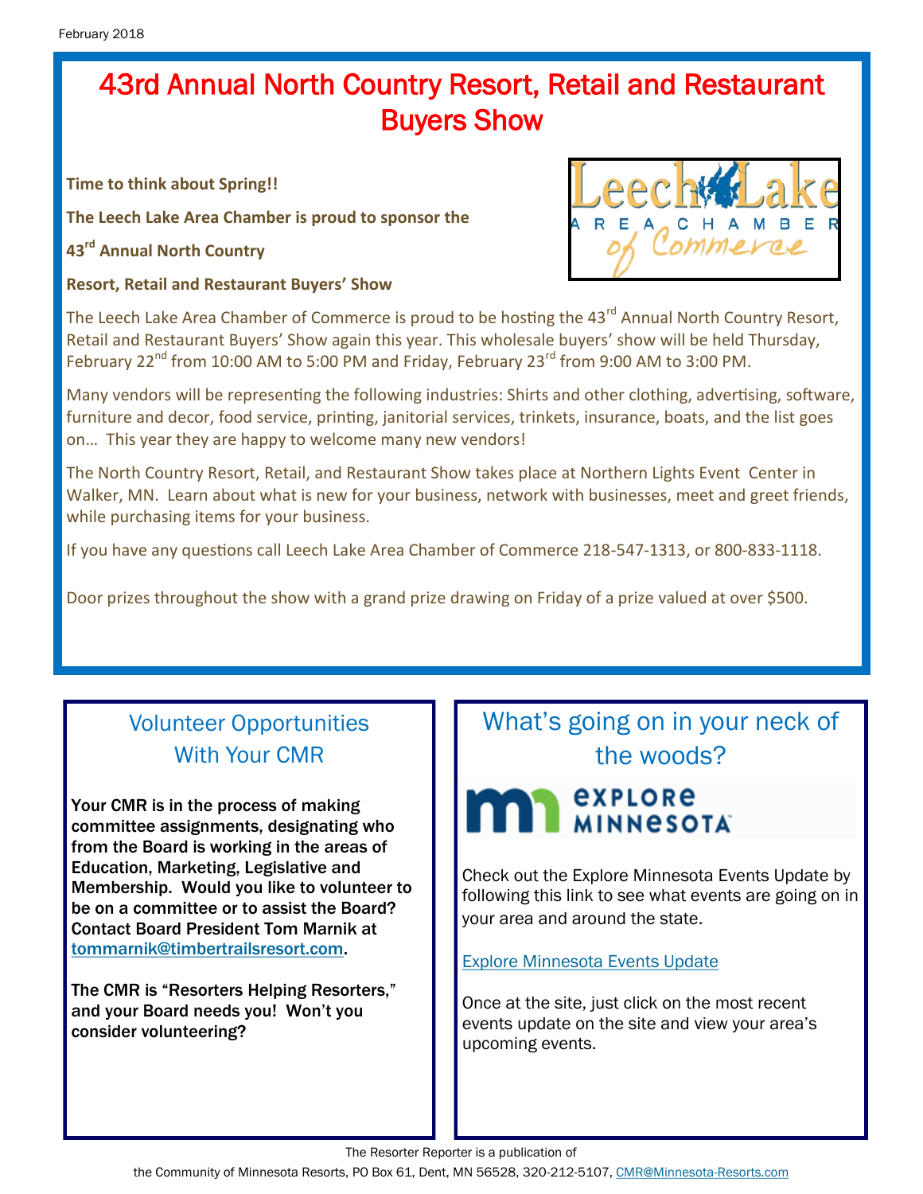# 43rd Annual North Country Resort, Retail and Restaurant Buyers Show

**Time to think about Spring!!**

**The Leech Lake Area Chamber is proud to sponsor the**

**43rd Annual North Country**

**Resort, Retail and Restaurant Buyers' Show**

The Leech Lake Area Chamber of Commerce is proud to be hosting the 43rd Annual North Country Resort, Retail and Restaurant Buyers' Show again this year. This wholesale buyers' show will be held Thursday, February 22nd from 10:00 AM to 5:00 PM and Friday, February 23rd from 9:00 AM to 3:00 PM.

Many vendors will be representing the following industries: Shirts and other clothing, advertising, software, furniture and decor, food service, printing, janitorial services, trinkets, insurance, boats, and the list goes on… This year they are happy to welcome many new vendors!

The North Country Resort, Retail, and Restaurant Show takes place at Northern Lights Event Center in Walker, MN. Learn about what is new for your business, network with businesses, meet and greet friends, while purchasing items for your business.

If you have any questions call Leech Lake Area Chamber of Commerce 218-547-1313, or 800-833-1118.

Door prizes throughout the show with a grand prize drawing on Friday of a prize valued at over $500.

## Volunteer Opportunities With Your CMR

**Your CMR is in the process of making committee assignments, designating who from the Board is working in the areas of Education, Marketing, Legislative and Membership. Would you like to volunteer to be on a committee or to assist the Board? Contact Board President Tom Marnik at tommarnik@timbertrailsresort.com.**

**The CMR is "Resorters Helping Resorters," and your Board needs you! Won't you consider volunteering?**

## What's going on in your neck of the woods?

Check out the Explore Minnesota Events Update by following this link to see what events are going on in your area and around the state.

Explore Minnesota Events Update

Once at the site, just click on the most recent events update on the site and view your area's upcoming events.

The Resorter Reporter is a publication of
the Community of Minnesota Resorts, PO Box 61, Dent, MN 56528, 320-212-5107, CMR@Minnesota-Resorts.com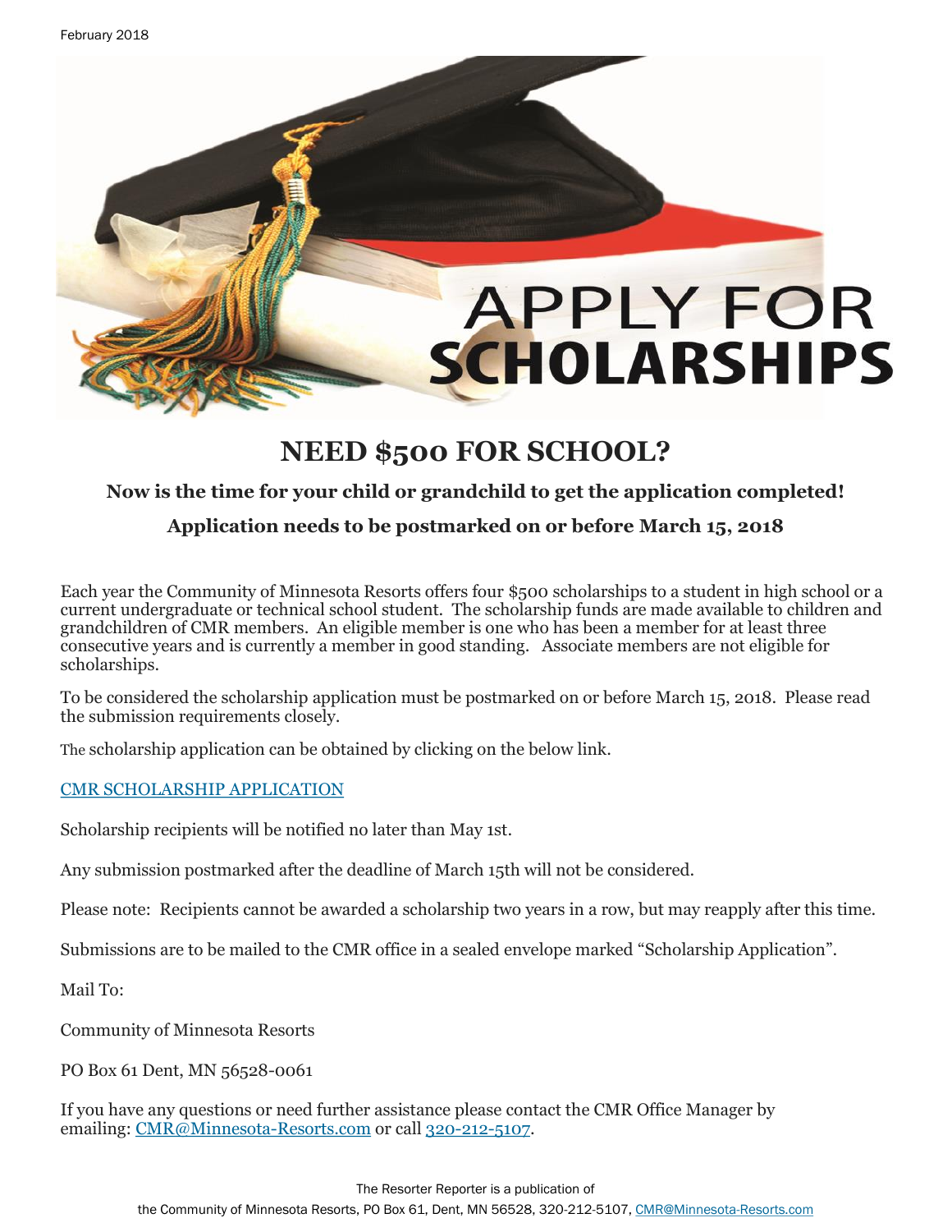February 2018

# APPLY FOR SCHOLARSHIPS

## NEED $500 FOR SCHOOL?

**Now is the time for your child or grandchild to get the application completed!**

**Application needs to be postmarked on or before March 15, 2018**

Each year the Community of Minnesota Resorts offers four $500 scholarships to a student in high school or a current undergraduate or technical school student. The scholarship funds are made available to children and grandchildren of CMR members. An eligible member is one who has been a member for at least three consecutive years and is currently a member in good standing. Associate members are not eligible for scholarships.

To be considered the scholarship application must be postmarked on or before March 15, 2018. Please read the submission requirements closely.

The scholarship application can be obtained by clicking on the below link.

CMR SCHOLARSHIP APPLICATION

Scholarship recipients will be notified no later than May 1st.

Any submission postmarked after the deadline of March 15th will not be considered.

Please note: Recipients cannot be awarded a scholarship two years in a row, but may reapply after this time.

Submissions are to be mailed to the CMR office in a sealed envelope marked "Scholarship Application".

Mail To:

Community of Minnesota Resorts

PO Box 61 Dent, MN 56528-0061

If you have any questions or need further assistance please contact the CMR Office Manager by emailing: CMR@Minnesota-Resorts.com or call 320-212-5107.

The Resorter Reporter is a publication of the Community of Minnesota Resorts, PO Box 61, Dent, MN 56528, 320-212-5107, CMR@Minnesota-Resorts.com